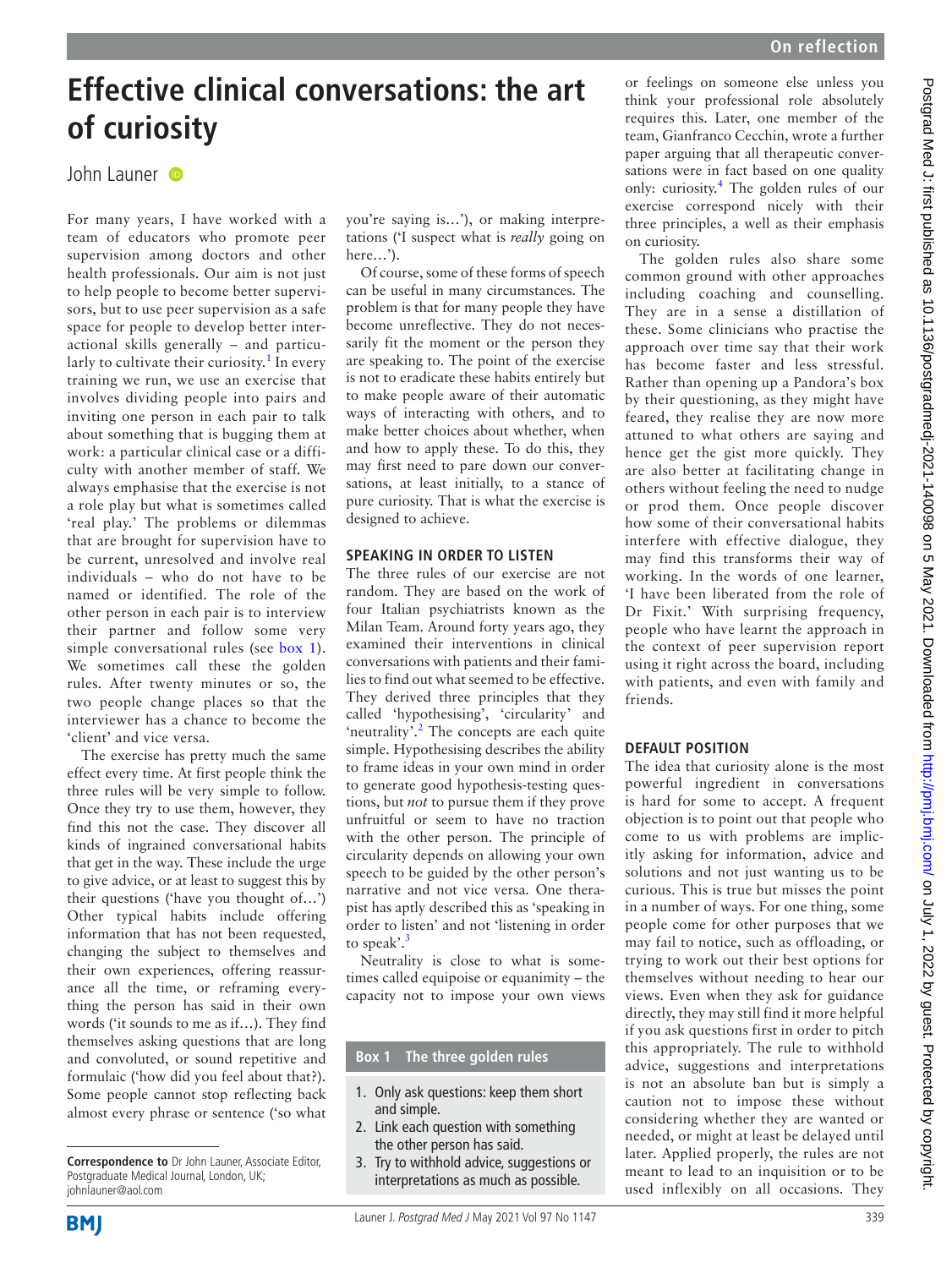# Effective clinical conversations: the art of curiosity

John Launer

For many years, I have worked with a team of educators who promote peer supervision among doctors and other health professionals. Our aim is not just to help people to become better supervisors, but to use peer supervision as a safe space for people to develop better interactional skills generally – and particularly to cultivate their curiosity.[1] In every training we run, we use an exercise that involves dividing people into pairs and inviting one person in each pair to talk about something that is bugging them at work: a particular clinical case or a difficulty with another member of staff. We always emphasise that the exercise is not a role play but what is sometimes called 'real play.' The problems or dilemmas that are brought for supervision have to be current, unresolved and involve real individuals – who do not have to be named or identified. The role of the other person in each pair is to interview their partner and follow some very simple conversational rules (see box 1). We sometimes call these the golden rules. After twenty minutes or so, the two people change places so that the interviewer has a chance to become the 'client' and vice versa.

The exercise has pretty much the same effect every time. At first people think the three rules will be very simple to follow. Once they try to use them, however, they find this not the case. They discover all kinds of ingrained conversational habits that get in the way. These include the urge to give advice, or at least to suggest this by their questions ('have you thought of…') Other typical habits include offering information that has not been requested, changing the subject to themselves and their own experiences, offering reassurance all the time, or reframing everything the person has said in their own words ('it sounds to me as if…). They find themselves asking questions that are long and convoluted, or sound repetitive and formulaic ('how did you feel about that?). Some people cannot stop reflecting back almost every phrase or sentence ('so what you're saying is…'), or making interpretations ('I suspect what is *really* going on here…').

Of course, some of these forms of speech can be useful in many circumstances. The problem is that for many people they have become unreflective. They do not necessarily fit the moment or the person they are speaking to. The point of the exercise is not to eradicate these habits entirely but to make people aware of their automatic ways of interacting with others, and to make better choices about whether, when and how to apply these. To do this, they may first need to pare down our conversations, at least initially, to a stance of pure curiosity. That is what the exercise is designed to achieve.

## SPEAKING IN ORDER TO LISTEN

The three rules of our exercise are not random. They are based on the work of four Italian psychiatrists known as the Milan Team. Around forty years ago, they examined their interventions in clinical conversations with patients and their families to find out what seemed to be effective. They derived three principles that they called 'hypothesising', 'circularity' and 'neutrality'.[2] The concepts are each quite simple. Hypothesising describes the ability to frame ideas in your own mind in order to generate good hypothesis-testing questions, but *not* to pursue them if they prove unfruitful or seem to have no traction with the other person. The principle of circularity depends on allowing your own speech to be guided by the other person's narrative and not vice versa. One therapist has aptly described this as 'speaking in order to listen' and not 'listening in order to speak'.[3]

Neutrality is close to what is sometimes called equipoise or equanimity – the capacity not to impose your own views or feelings on someone else unless you think your professional role absolutely requires this. Later, one member of the team, Gianfranco Cecchin, wrote a further paper arguing that all therapeutic conversations were in fact based on one quality only: curiosity.[4] The golden rules of our exercise correspond nicely with their three principles, a well as their emphasis on curiosity.

The golden rules also share some common ground with other approaches including coaching and counselling. They are in a sense a distillation of these. Some clinicians who practise the approach over time say that their work has become faster and less stressful. Rather than opening up a Pandora's box by their questioning, as they might have feared, they realise they are now more attuned to what others are saying and hence get the gist more quickly. They are also better at facilitating change in others without feeling the need to nudge or prod them. Once people discover how some of their conversational habits interfere with effective dialogue, they may find this transforms their way of working. In the words of one learner, 'I have been liberated from the role of Dr Fixit.' With surprising frequency, people who have learnt the approach in the context of peer supervision report using it right across the board, including with patients, and even with family and friends.

**Box 1 The three golden rules**

1. Only ask questions: keep them short and simple.
2. Link each question with something the other person has said.
3. Try to withhold advice, suggestions or interpretations as much as possible.

## DEFAULT POSITION

The idea that curiosity alone is the most powerful ingredient in conversations is hard for some to accept. A frequent objection is to point out that people who come to us with problems are implicitly asking for information, advice and solutions and not just wanting us to be curious. This is true but misses the point in a number of ways. For one thing, some people come for other purposes that we may fail to notice, such as offloading, or trying to work out their best options for themselves without needing to hear our views. Even when they ask for guidance directly, they may still find it more helpful if you ask questions first in order to pitch this appropriately. The rule to withhold advice, suggestions and interpretations is not an absolute ban but is simply a caution not to impose these without considering whether they are wanted or needed, or might at least be delayed until later. Applied properly, the rules are not meant to lead to an inquisition or to be used inflexibly on all occasions. They

**Correspondence to** Dr John Launer, Associate Editor, Postgraduate Medical Journal, London, UK; johnlauner@aol.com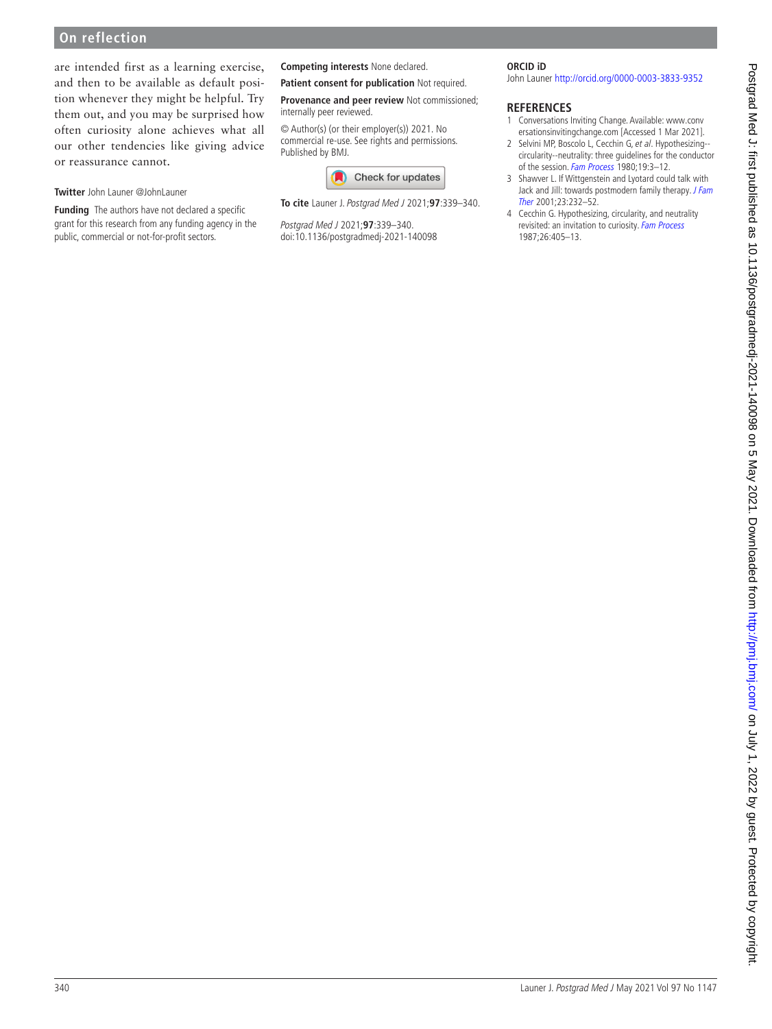are intended first as a learning exercise, and then to be available as default position whenever they might be helpful. Try them out, and you may be surprised how often curiosity alone achieves what all our other tendencies like giving advice or reassurance cannot.

**Twitter** John Launer @JohnLauner

**Funding** The authors have not declared a specific grant for this research from any funding agency in the public, commercial or not-for-profit sectors.

**Competing interests** None declared.

**Patient consent for publication** Not required.

**Provenance and peer review** Not commissioned; internally peer reviewed.

© Author(s) (or their employer(s)) 2021. No commercial re-use. See rights and permissions. Published by BMJ.

**To cite** Launer J. *Postgrad Med J* 2021;**97**:339–340.

*Postgrad Med J* 2021;**97**:339–340.
doi:10.1136/postgradmedj-2021-140098

**ORCID iD**
John Launer http://orcid.org/0000-0003-3833-9352

## REFERENCES

1. Conversations Inviting Change. Available: www.conversationsinvitingchange.com [Accessed 1 Mar 2021].
2. Selvini MP, Boscolo L, Cecchin G, *et al*. Hypothesizing--circularity--neutrality: three guidelines for the conductor of the session. *Fam Process* 1980;19:3–12.
3. Shawver L. If Wittgenstein and Lyotard could talk with Jack and Jill: towards postmodern family therapy. *J Fam Ther* 2001;23:232–52.
4. Cecchin G. Hypothesizing, circularity, and neutrality revisited: an invitation to curiosity. *Fam Process* 1987;26:405–13.